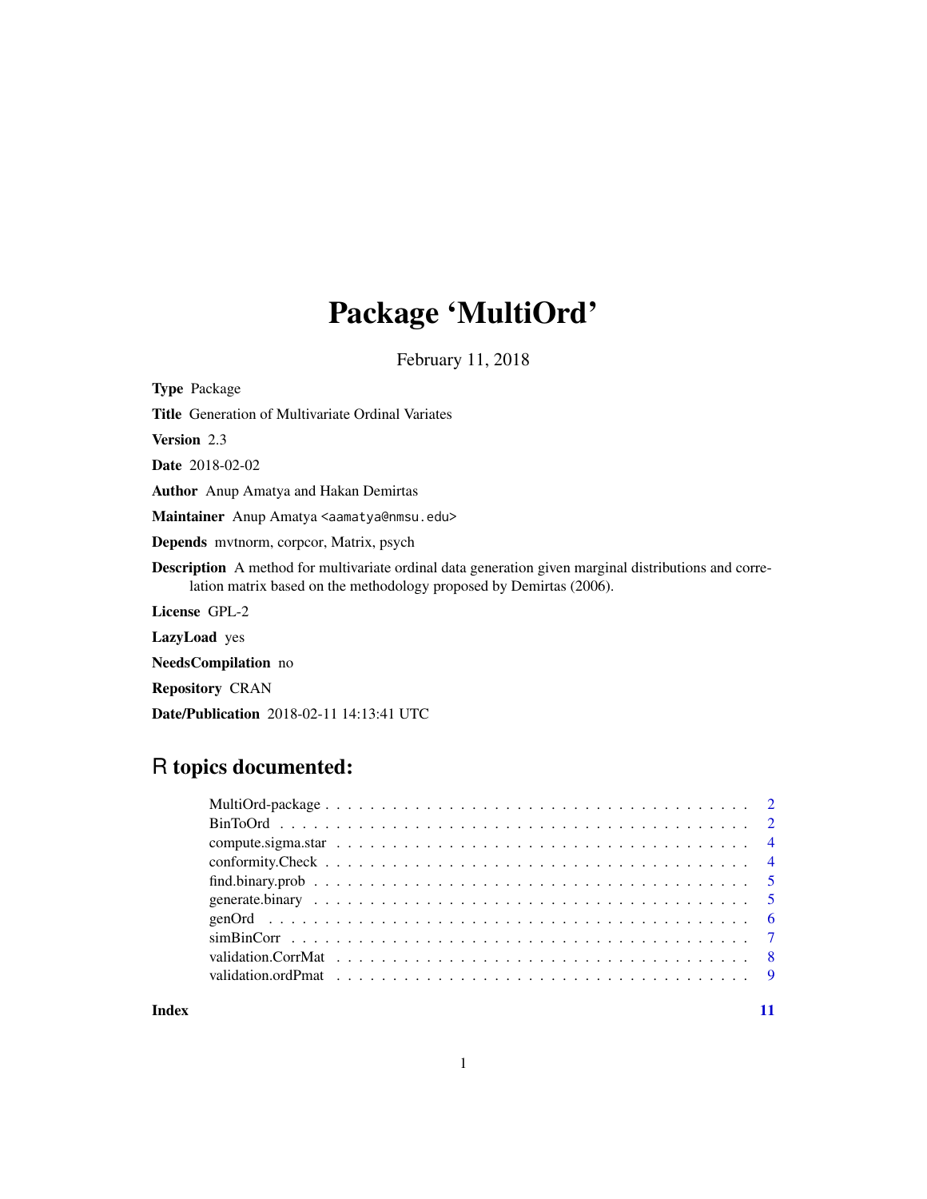# Package 'MultiOrd'

February 11, 2018

**Type** Package

**Title** Generation of Multivariate Ordinal Variates

**Version** 2.3

**Date** 2018-02-02

**Author** Anup Amatya and Hakan Demirtas

**Maintainer** Anup Amatya <aamatya@nmsu.edu>

**Depends** mvtnorm, corpcor, Matrix, psych

**Description** A method for multivariate ordinal data generation given marginal distributions and correlation matrix based on the methodology proposed by Demirtas (2006).

**License** GPL-2

**LazyLoad** yes

**NeedsCompilation** no

**Repository** CRAN

**Date/Publication** 2018-02-11 14:13:41 UTC

## R topics documented:

| | |
|---|---|
| MultiOrd-package | 2 |
| BinToOrd | 2 |
| compute.sigma.star | 4 |
| conformity.Check | 4 |
| find.binary.prob | 5 |
| generate.binary | 5 |
| genOrd | 6 |
| simBinCorr | 7 |
| validation.CorrMat | 8 |
| validation.ordPmat | 9 |
| **Index** | **11** |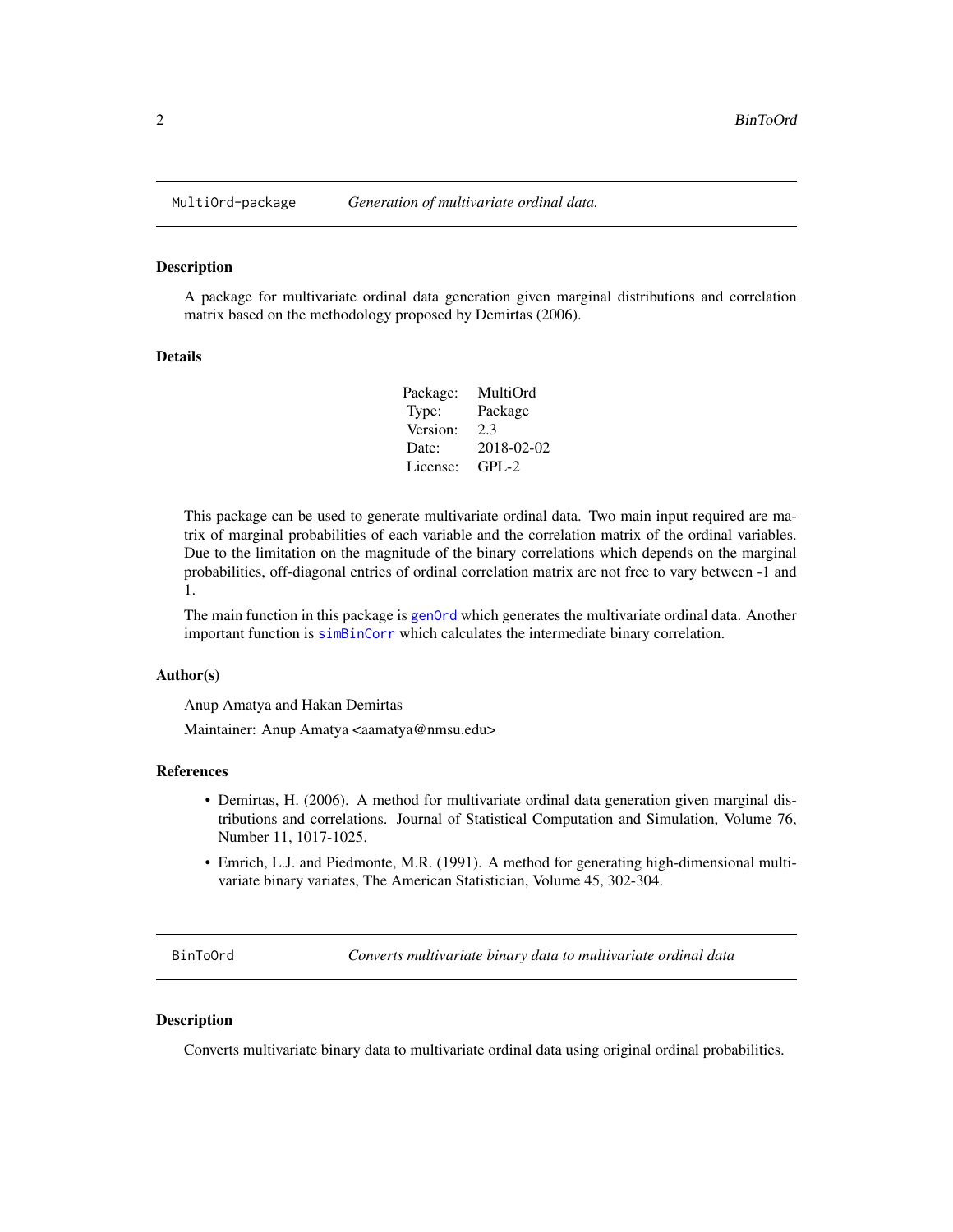## MultiOrd-package — *Generation of multivariate ordinal data.*

### Description

A package for multivariate ordinal data generation given marginal distributions and correlation matrix based on the methodology proposed by Demirtas (2006).

### Details

| | |
|---|---|
| Package: | MultiOrd |
| Type: | Package |
| Version: | 2.3 |
| Date: | 2018-02-02 |
| License: | GPL-2 |

This package can be used to generate multivariate ordinal data. Two main input required are matrix of marginal probabilities of each variable and the correlation matrix of the ordinal variables. Due to the limitation on the magnitude of the binary correlations which depends on the marginal probabilities, off-diagonal entries of ordinal correlation matrix are not free to vary between -1 and 1.

The main function in this package is `genOrd` which generates the multivariate ordinal data. Another important function is `simBinCorr` which calculates the intermediate binary correlation.

### Author(s)

Anup Amatya and Hakan Demirtas

Maintainer: Anup Amatya <aamatya@nmsu.edu>

### References

- Demirtas, H. (2006). A method for multivariate ordinal data generation given marginal distributions and correlations. Journal of Statistical Computation and Simulation, Volume 76, Number 11, 1017-1025.
- Emrich, L.J. and Piedmonte, M.R. (1991). A method for generating high-dimensional multivariate binary variates, The American Statistician, Volume 45, 302-304.

## BinToOrd — *Converts multivariate binary data to multivariate ordinal data*

### Description

Converts multivariate binary data to multivariate ordinal data using original ordinal probabilities.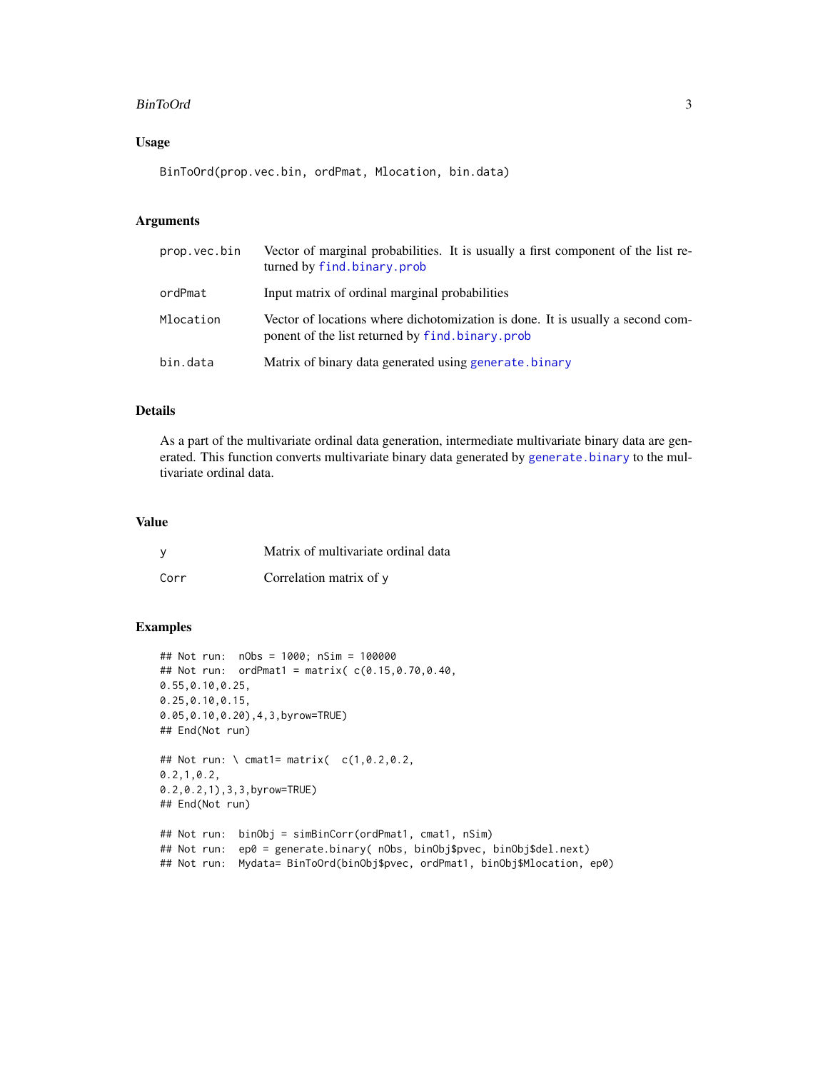### Usage

```
BinToOrd(prop.vec.bin, ordPmat, Mlocation, bin.data)
```

### Arguments

| | |
|---|---|
| prop.vec.bin | Vector of marginal probabilities. It is usually a first component of the list returned by find.binary.prob |
| ordPmat | Input matrix of ordinal marginal probabilities |
| Mlocation | Vector of locations where dichotomization is done. It is usually a second component of the list returned by find.binary.prob |
| bin.data | Matrix of binary data generated using generate.binary |

### Details

As a part of the multivariate ordinal data generation, intermediate multivariate binary data are generated. This function converts multivariate binary data generated by generate.binary to the multivariate ordinal data.

### Value

| | |
|---|---|
| y | Matrix of multivariate ordinal data |
| Corr | Correlation matrix of y |

### Examples

```
## Not run:  nObs = 1000; nSim = 100000
## Not run:  ordPmat1 = matrix( c(0.15,0.70,0.40,
0.55,0.10,0.25,
0.25,0.10,0.15,
0.05,0.10,0.20),4,3,byrow=TRUE)
## End(Not run)

## Not run: \ cmat1= matrix(  c(1,0.2,0.2,
0.2,1,0.2,
0.2,0.2,1),3,3,byrow=TRUE)
## End(Not run)

## Not run:  binObj = simBinCorr(ordPmat1, cmat1, nSim)
## Not run:  ep0 = generate.binary( nObs, binObj$pvec, binObj$del.next)
## Not run:  Mydata= BinToOrd(binObj$pvec, ordPmat1, binObj$Mlocation, ep0)
```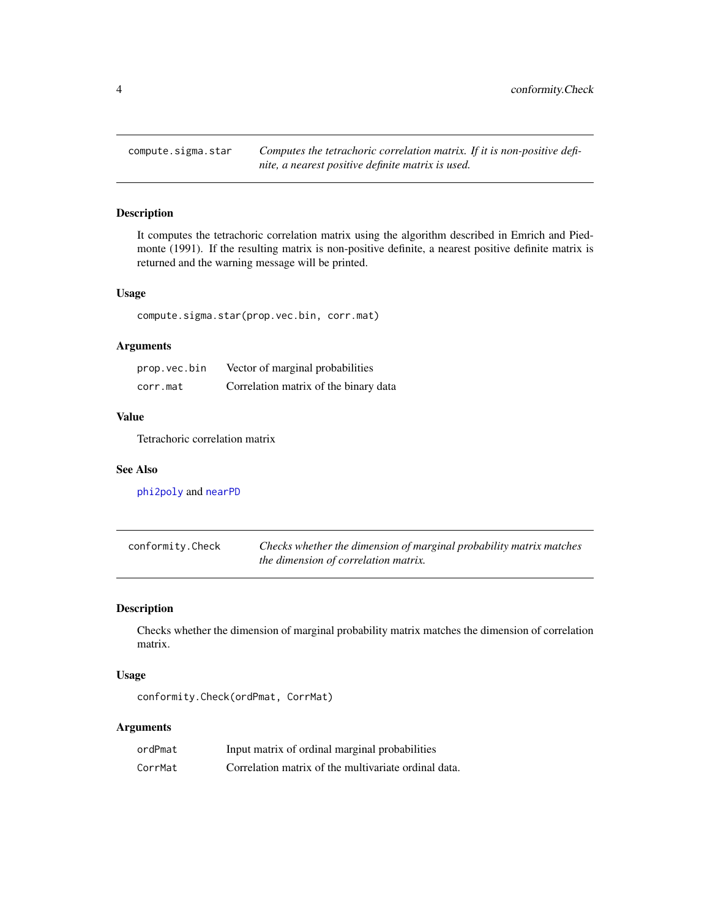## compute.sigma.star

*Computes the tetrachoric correlation matrix. If it is non-positive definite, a nearest positive definite matrix is used.*

### Description

It computes the tetrachoric correlation matrix using the algorithm described in Emrich and Piedmonte (1991). If the resulting matrix is non-positive definite, a nearest positive definite matrix is returned and the warning message will be printed.

### Usage

```
compute.sigma.star(prop.vec.bin, corr.mat)
```

### Arguments

| | |
|---|---|
| `prop.vec.bin` | Vector of marginal probabilities |
| `corr.mat` | Correlation matrix of the binary data |

### Value

Tetrachoric correlation matrix

### See Also

`phi2poly` and `nearPD`

## conformity.Check

*Checks whether the dimension of marginal probability matrix matches the dimension of correlation matrix.*

### Description

Checks whether the dimension of marginal probability matrix matches the dimension of correlation matrix.

### Usage

```
conformity.Check(ordPmat, CorrMat)
```

### Arguments

| | |
|---|---|
| `ordPmat` | Input matrix of ordinal marginal probabilities |
| `CorrMat` | Correlation matrix of the multivariate ordinal data. |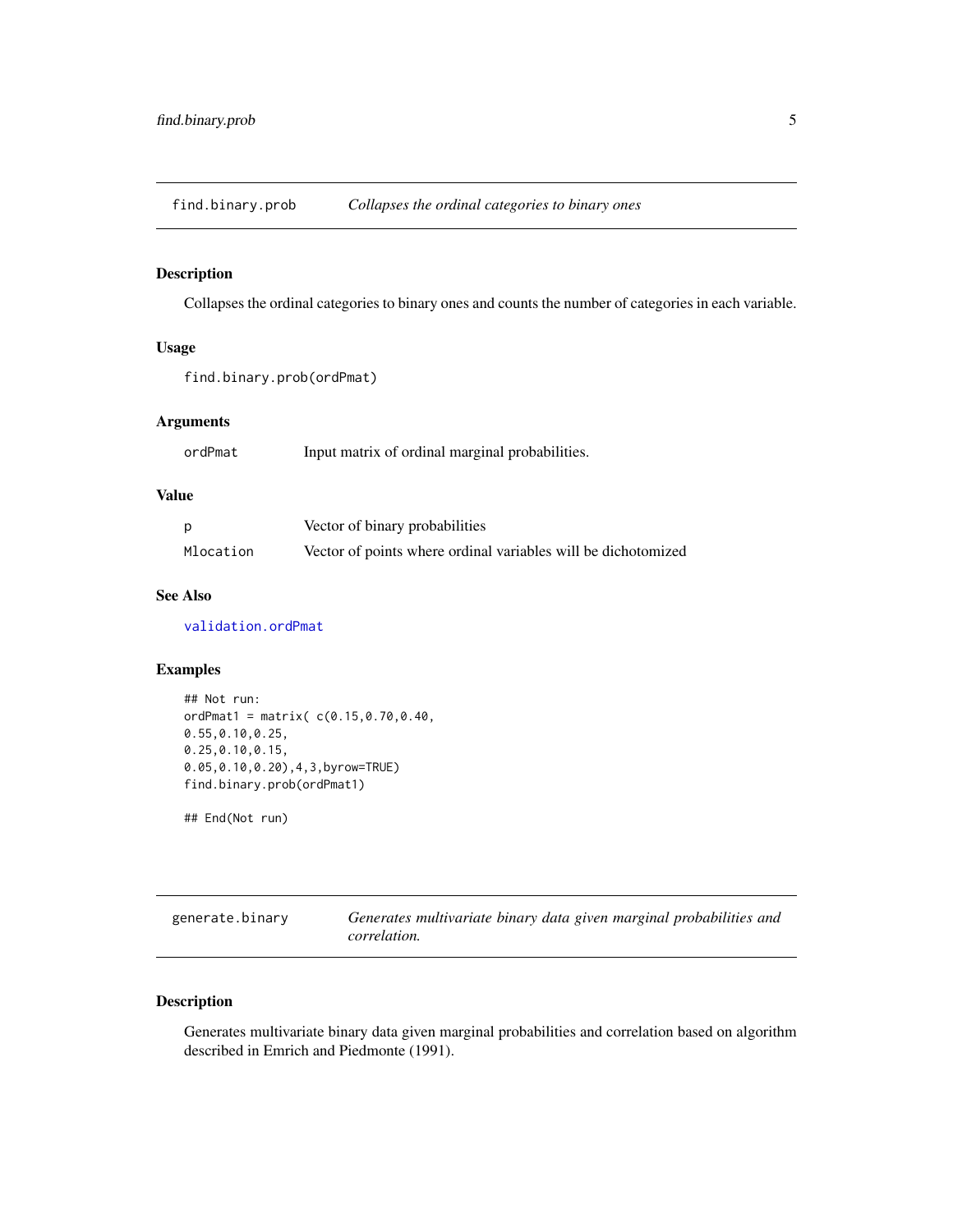## find.binary.prob — *Collapses the ordinal categories to binary ones*

### Description

Collapses the ordinal categories to binary ones and counts the number of categories in each variable.

### Usage

```
find.binary.prob(ordPmat)
```

### Arguments

| | |
|---|---|
| ordPmat | Input matrix of ordinal marginal probabilities. |

### Value

| | |
|---|---|
| p | Vector of binary probabilities |
| Mlocation | Vector of points where ordinal variables will be dichotomized |

### See Also

validation.ordPmat

### Examples

```
## Not run:
ordPmat1 = matrix( c(0.15,0.70,0.40,
0.55,0.10,0.25,
0.25,0.10,0.15,
0.05,0.10,0.20),4,3,byrow=TRUE)
find.binary.prob(ordPmat1)

## End(Not run)
```

## generate.binary — *Generates multivariate binary data given marginal probabilities and correlation.*

### Description

Generates multivariate binary data given marginal probabilities and correlation based on algorithm described in Emrich and Piedmonte (1991).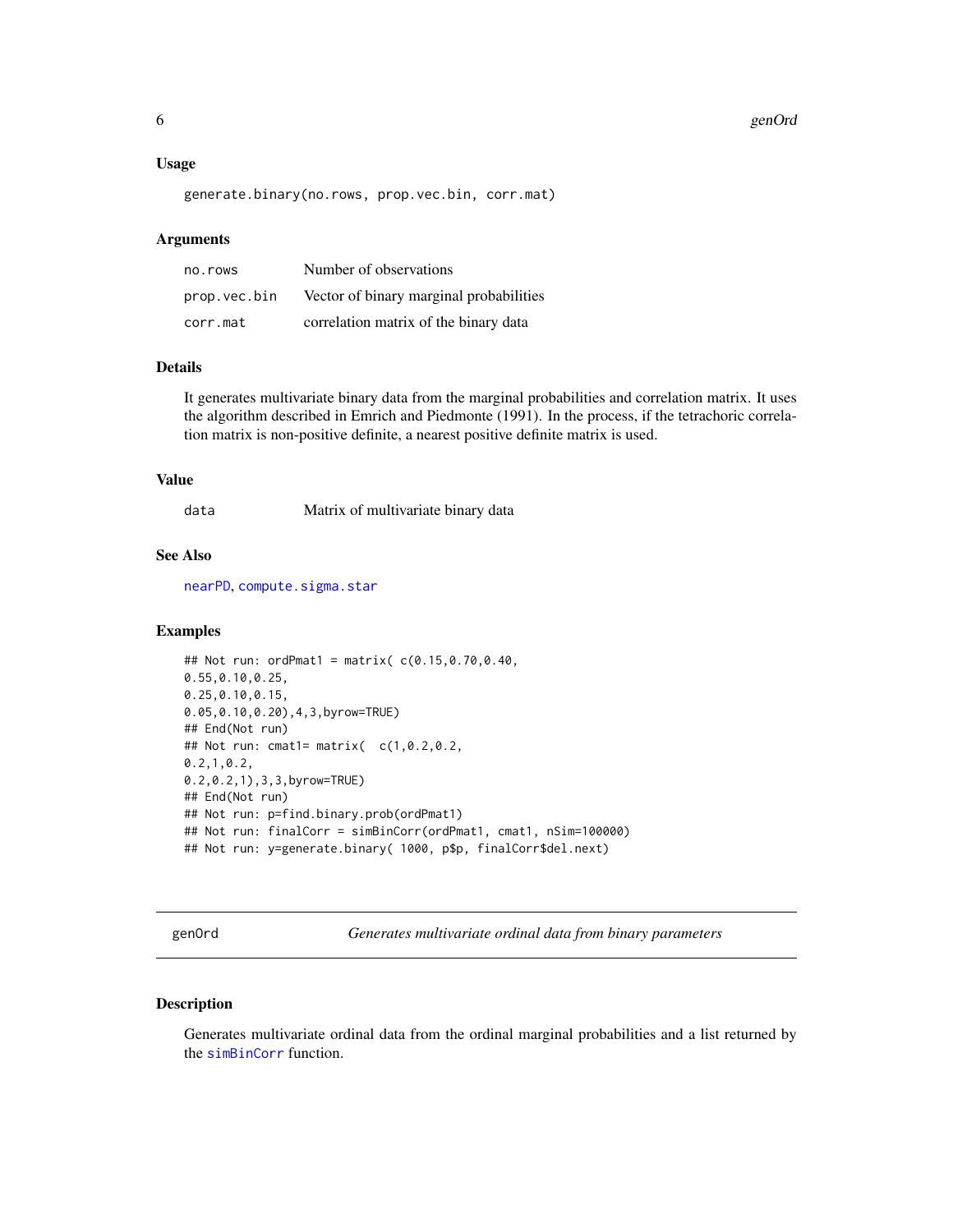### Usage

```
generate.binary(no.rows, prop.vec.bin, corr.mat)
```

### Arguments

| | |
|---|---|
| no.rows | Number of observations |
| prop.vec.bin | Vector of binary marginal probabilities |
| corr.mat | correlation matrix of the binary data |

### Details

It generates multivariate binary data from the marginal probabilities and correlation matrix. It uses the algorithm described in Emrich and Piedmonte (1991). In the process, if the tetrachoric correlation matrix is non-positive definite, a nearest positive definite matrix is used.

### Value

| | |
|---|---|
| data | Matrix of multivariate binary data |

### See Also

nearPD, compute.sigma.star

### Examples

```
## Not run: ordPmat1 = matrix( c(0.15,0.70,0.40,
0.55,0.10,0.25,
0.25,0.10,0.15,
0.05,0.10,0.20),4,3,byrow=TRUE)
## End(Not run)
## Not run: cmat1= matrix(  c(1,0.2,0.2,
0.2,1,0.2,
0.2,0.2,1),3,3,byrow=TRUE)
## End(Not run)
## Not run: p=find.binary.prob(ordPmat1)
## Not run: finalCorr = simBinCorr(ordPmat1, cmat1, nSim=100000)
## Not run: y=generate.binary( 1000, p$p, finalCorr$del.next)
```

---

## genOrd — *Generates multivariate ordinal data from binary parameters*

### Description

Generates multivariate ordinal data from the ordinal marginal probabilities and a list returned by the simBinCorr function.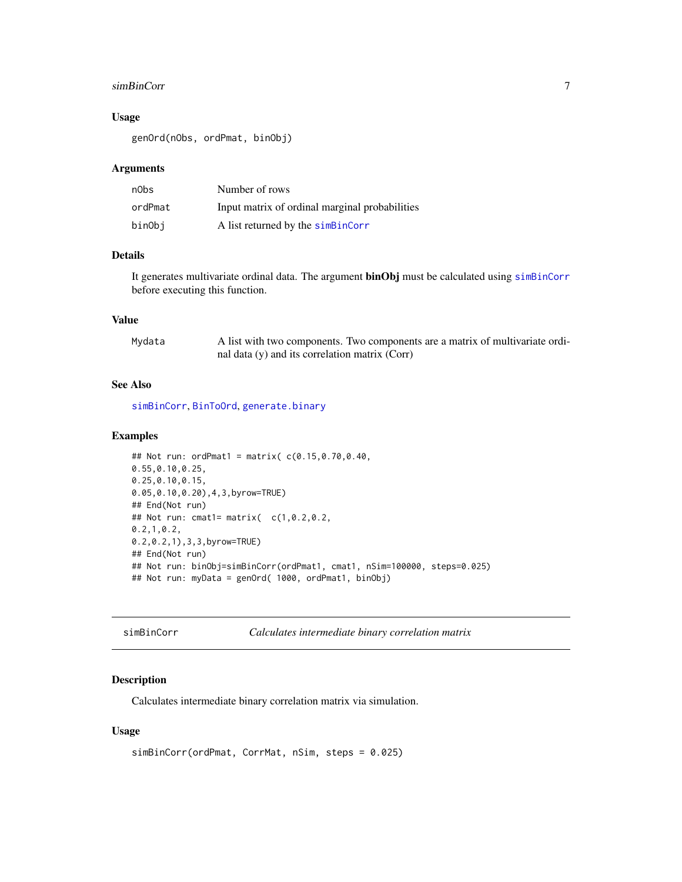## Usage

```
genOrd(nObs, ordPmat, binObj)
```

## Arguments

| | |
|---|---|
| nObs | Number of rows |
| ordPmat | Input matrix of ordinal marginal probabilities |
| binObj | A list returned by the simBinCorr |

## Details

It generates multivariate ordinal data. The argument **binObj** must be calculated using simBinCorr before executing this function.

## Value

| | |
|---|---|
| Mydata | A list with two components. Two components are a matrix of multivariate ordinal data (y) and its correlation matrix (Corr) |

## See Also

simBinCorr, BinToOrd, generate.binary

## Examples

```
## Not run: ordPmat1 = matrix( c(0.15,0.70,0.40,
0.55,0.10,0.25,
0.25,0.10,0.15,
0.05,0.10,0.20),4,3,byrow=TRUE)
## End(Not run)
## Not run: cmat1= matrix(  c(1,0.2,0.2,
0.2,1,0.2,
0.2,0.2,1),3,3,byrow=TRUE)
## End(Not run)
## Not run: binObj=simBinCorr(ordPmat1, cmat1, nSim=100000, steps=0.025)
## Not run: myData = genOrd( 1000, ordPmat1, binObj)
```

---

# simBinCorr — *Calculates intermediate binary correlation matrix*

## Description

Calculates intermediate binary correlation matrix via simulation.

## Usage

```
simBinCorr(ordPmat, CorrMat, nSim, steps = 0.025)
```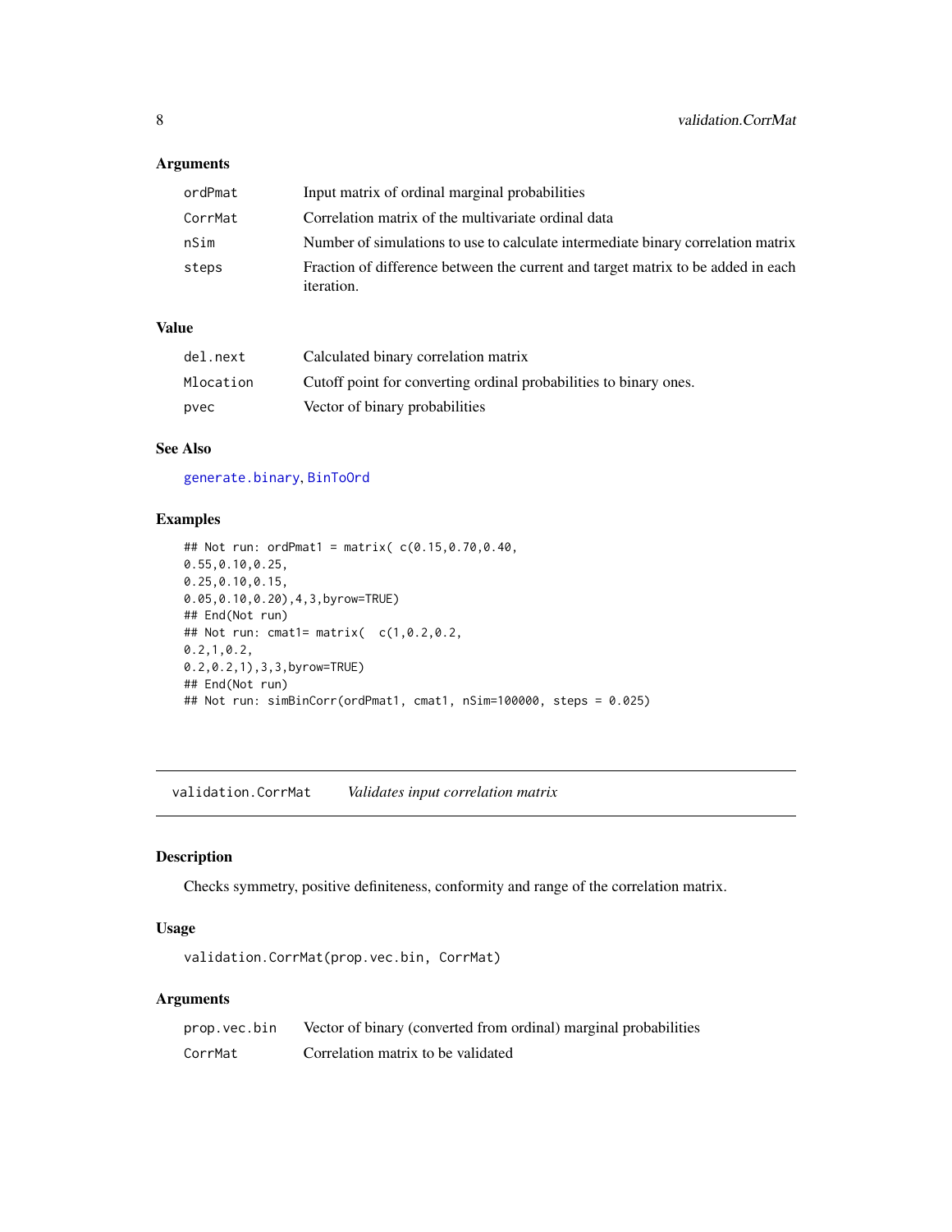### Arguments

| | |
|---|---|
| ordPmat | Input matrix of ordinal marginal probabilities |
| CorrMat | Correlation matrix of the multivariate ordinal data |
| nSim | Number of simulations to use to calculate intermediate binary correlation matrix |
| steps | Fraction of difference between the current and target matrix to be added in each iteration. |

### Value

| | |
|---|---|
| del.next | Calculated binary correlation matrix |
| Mlocation | Cutoff point for converting ordinal probabilities to binary ones. |
| pvec | Vector of binary probabilities |

### See Also

generate.binary, BinToOrd

### Examples

```
## Not run: ordPmat1 = matrix( c(0.15,0.70,0.40,
0.55,0.10,0.25,
0.25,0.10,0.15,
0.05,0.10,0.20),4,3,byrow=TRUE)
## End(Not run)
## Not run: cmat1= matrix(  c(1,0.2,0.2,
0.2,1,0.2,
0.2,0.2,1),3,3,byrow=TRUE)
## End(Not run)
## Not run: simBinCorr(ordPmat1, cmat1, nSim=100000, steps = 0.025)
```

---

## validation.CorrMat    *Validates input correlation matrix*

### Description

Checks symmetry, positive definiteness, conformity and range of the correlation matrix.

### Usage

```
validation.CorrMat(prop.vec.bin, CorrMat)
```

### Arguments

| | |
|---|---|
| prop.vec.bin | Vector of binary (converted from ordinal) marginal probabilities |
| CorrMat | Correlation matrix to be validated |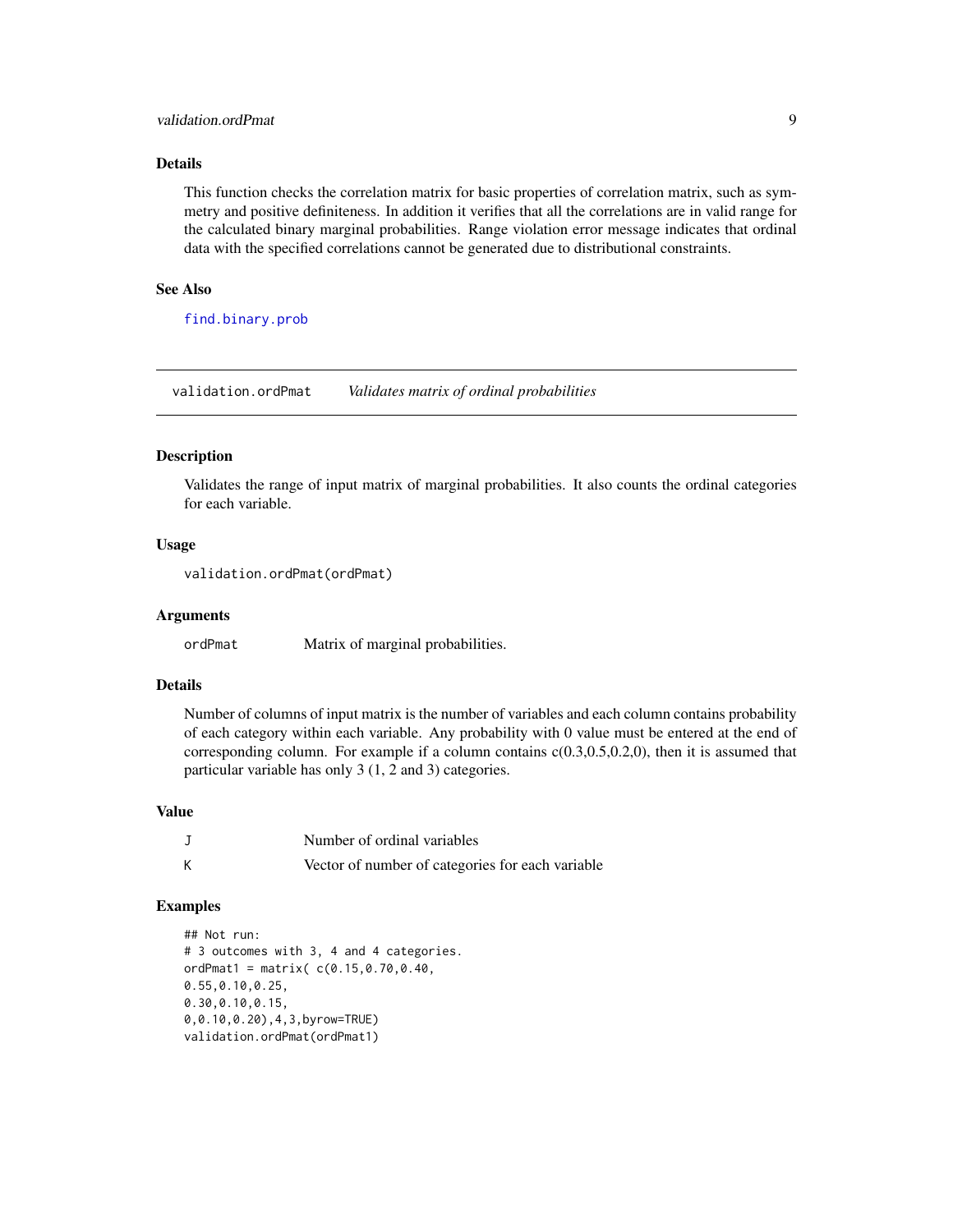### Details

This function checks the correlation matrix for basic properties of correlation matrix, such as symmetry and positive definiteness. In addition it verifies that all the correlations are in valid range for the calculated binary marginal probabilities. Range violation error message indicates that ordinal data with the specified correlations cannot be generated due to distributional constraints.

### See Also

find.binary.prob

---

## validation.ordPmat *Validates matrix of ordinal probabilities*

### Description

Validates the range of input matrix of marginal probabilities. It also counts the ordinal categories for each variable.

### Usage

```
validation.ordPmat(ordPmat)
```

### Arguments

| | |
|---|---|
| ordPmat | Matrix of marginal probabilities. |

### Details

Number of columns of input matrix is the number of variables and each column contains probability of each category within each variable. Any probability with 0 value must be entered at the end of corresponding column. For example if a column contains c(0.3,0.5,0.2,0), then it is assumed that particular variable has only 3 (1, 2 and 3) categories.

### Value

| | |
|---|---|
| J | Number of ordinal variables |
| K | Vector of number of categories for each variable |

### Examples

```
## Not run:
# 3 outcomes with 3, 4 and 4 categories.
ordPmat1 = matrix( c(0.15,0.70,0.40,
0.55,0.10,0.25,
0.30,0.10,0.15,
0,0.10,0.20),4,3,byrow=TRUE)
validation.ordPmat(ordPmat1)
```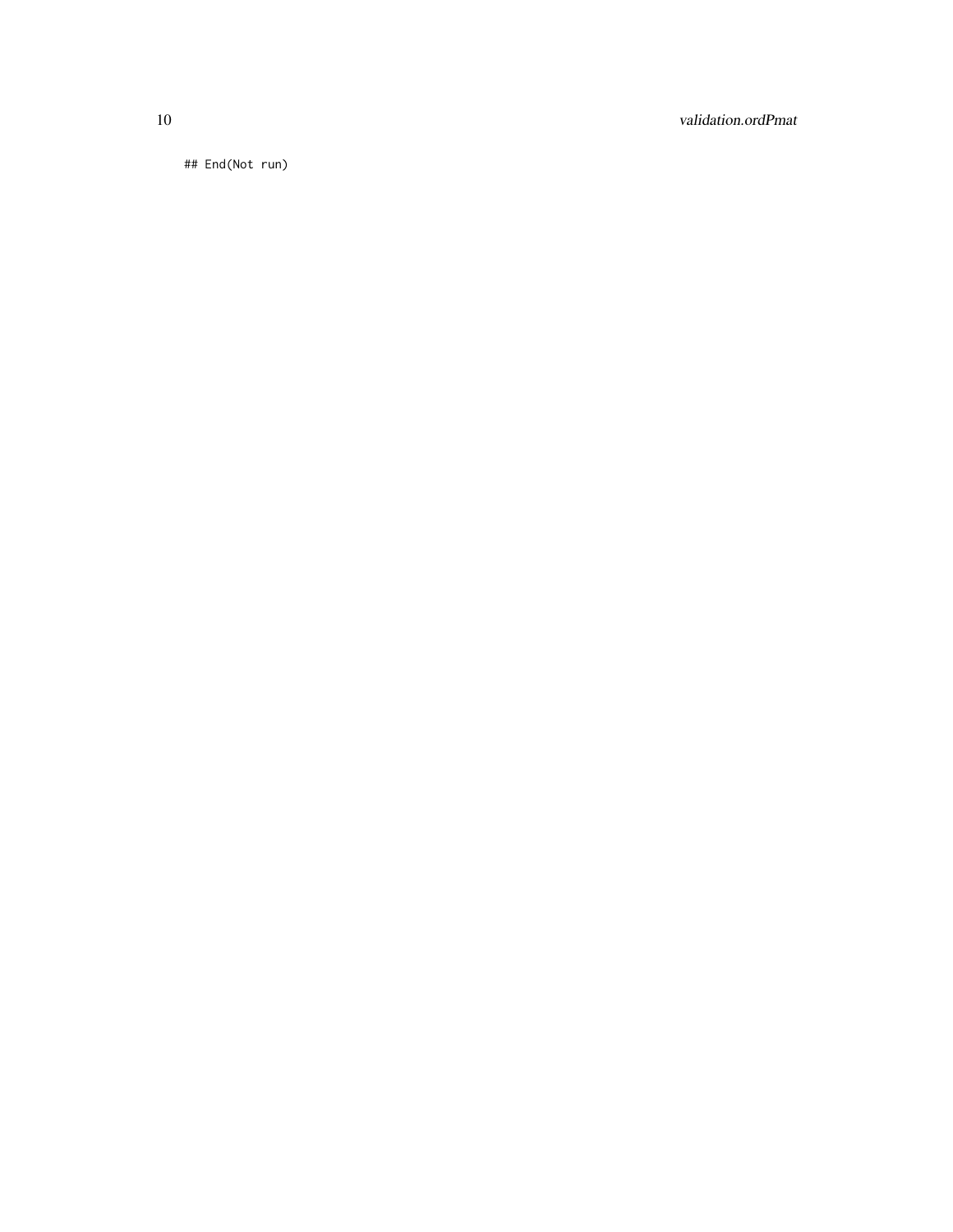```
## End(Not run)
```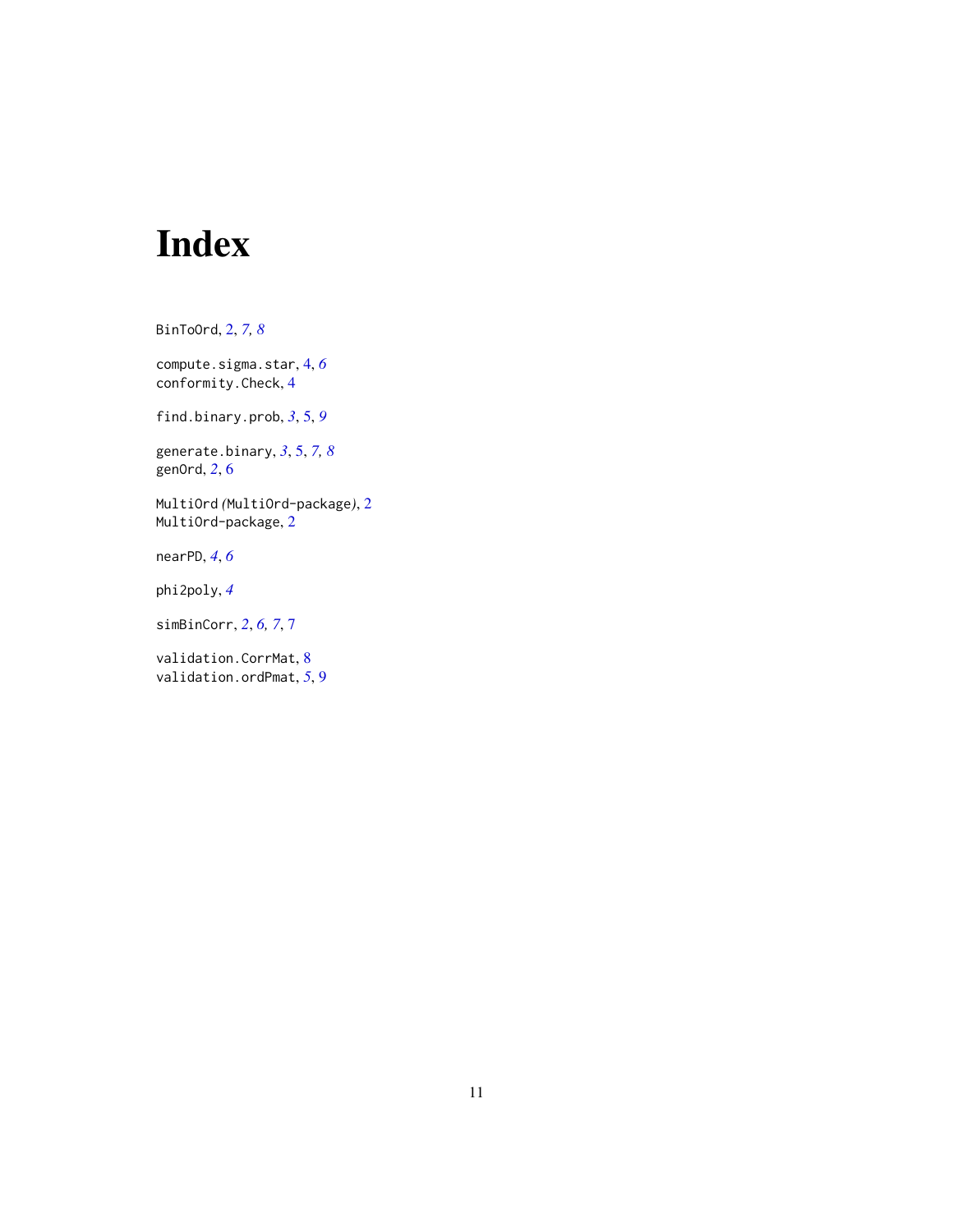# Index

BinToOrd, 2, *7, 8*

compute.sigma.star, 4, *6*
conformity.Check, 4

find.binary.prob, *3*, 5, *9*

generate.binary, *3*, 5, *7, 8*
genOrd, *2*, 6

MultiOrd (MultiOrd-package), 2
MultiOrd-package, 2

nearPD, *4*, *6*

phi2poly, *4*

simBinCorr, *2*, *6, 7*, 7

validation.CorrMat, 8
validation.ordPmat, *5*, 9